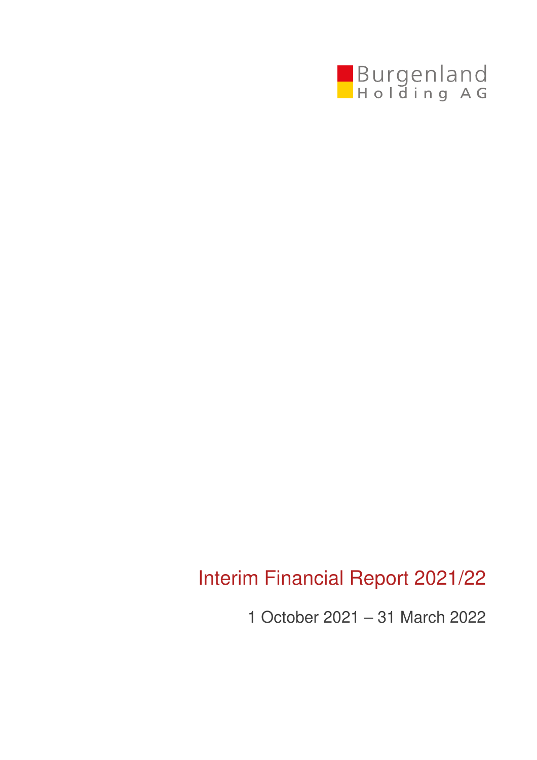Burgenland
Holding AG

# Interim Financial Report 2021/22

1 October 2021 – 31 March 2022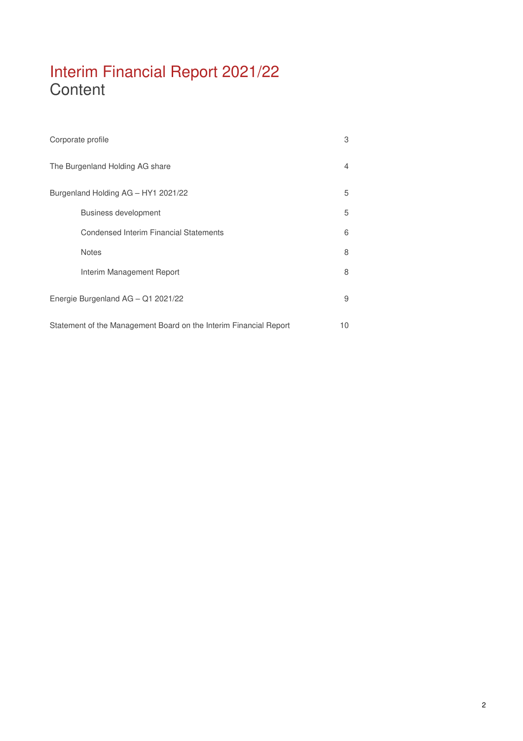# Interim Financial Report 2021/22
## Content

| | |
|---|---|
| Corporate profile | 3 |
| The Burgenland Holding AG share | 4 |
| Burgenland Holding AG – HY1 2021/22 | 5 |
| Business development | 5 |
| Condensed Interim Financial Statements | 6 |
| Notes | 8 |
| Interim Management Report | 8 |
| Energie Burgenland AG – Q1 2021/22 | 9 |
| Statement of the Management Board on the Interim Financial Report | 10 |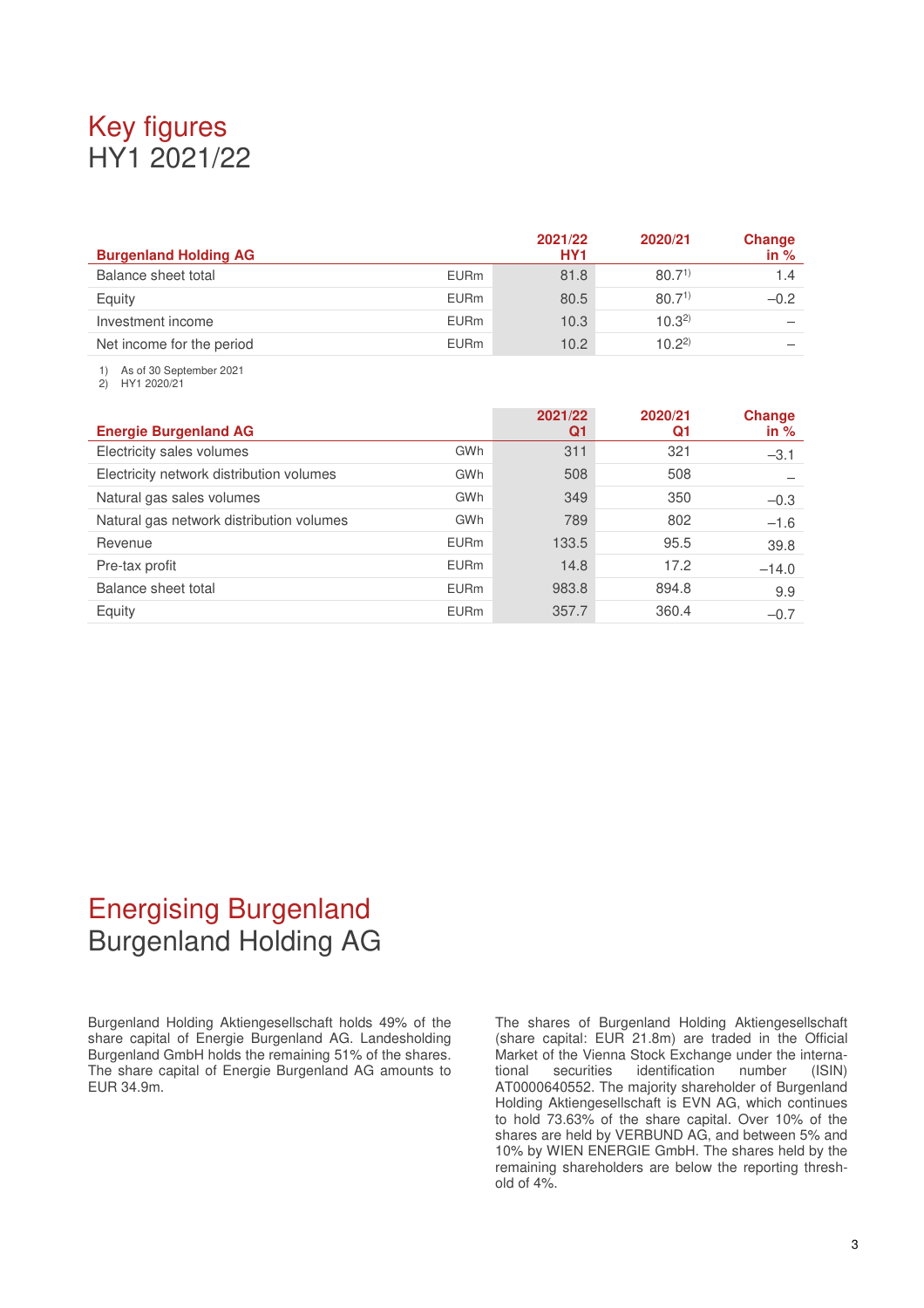# Key figures

## HY1 2021/22

| Burgenland Holding AG | | 2021/22 HY1 | 2020/21 | Change in % |
|---|---|---|---|---|
| Balance sheet total | EURm | 81.8 | 80.7[1] | 1.4 |
| Equity | EURm | 80.5 | 80.7[1] | –0.2 |
| Investment income | EURm | 10.3 | 10.3[2] | – |
| Net income for the period | EURm | 10.2 | 10.2[2] | – |

1) As of 30 September 2021
2) HY1 2020/21

| Energie Burgenland AG | | 2021/22 Q1 | 2020/21 Q1 | Change in % |
|---|---|---|---|---|
| Electricity sales volumes | GWh | 311 | 321 | –3.1 |
| Electricity network distribution volumes | GWh | 508 | 508 | – |
| Natural gas sales volumes | GWh | 349 | 350 | –0.3 |
| Natural gas network distribution volumes | GWh | 789 | 802 | –1.6 |
| Revenue | EURm | 133.5 | 95.5 | 39.8 |
| Pre-tax profit | EURm | 14.8 | 17.2 | –14.0 |
| Balance sheet total | EURm | 983.8 | 894.8 | 9.9 |
| Equity | EURm | 357.7 | 360.4 | –0.7 |

# Energising Burgenland

## Burgenland Holding AG

Burgenland Holding Aktiengesellschaft holds 49% of the share capital of Energie Burgenland AG. Landesholding Burgenland GmbH holds the remaining 51% of the shares. The share capital of Energie Burgenland AG amounts to EUR 34.9m.

The shares of Burgenland Holding Aktiengesellschaft (share capital: EUR 21.8m) are traded in the Official Market of the Vienna Stock Exchange under the international securities identification number (ISIN) AT0000640552. The majority shareholder of Burgenland Holding Aktiengesellschaft is EVN AG, which continues to hold 73.63% of the share capital. Over 10% of the shares are held by VERBUND AG, and between 5% and 10% by WIEN ENERGIE GmbH. The shares held by the remaining shareholders are below the reporting threshold of 4%.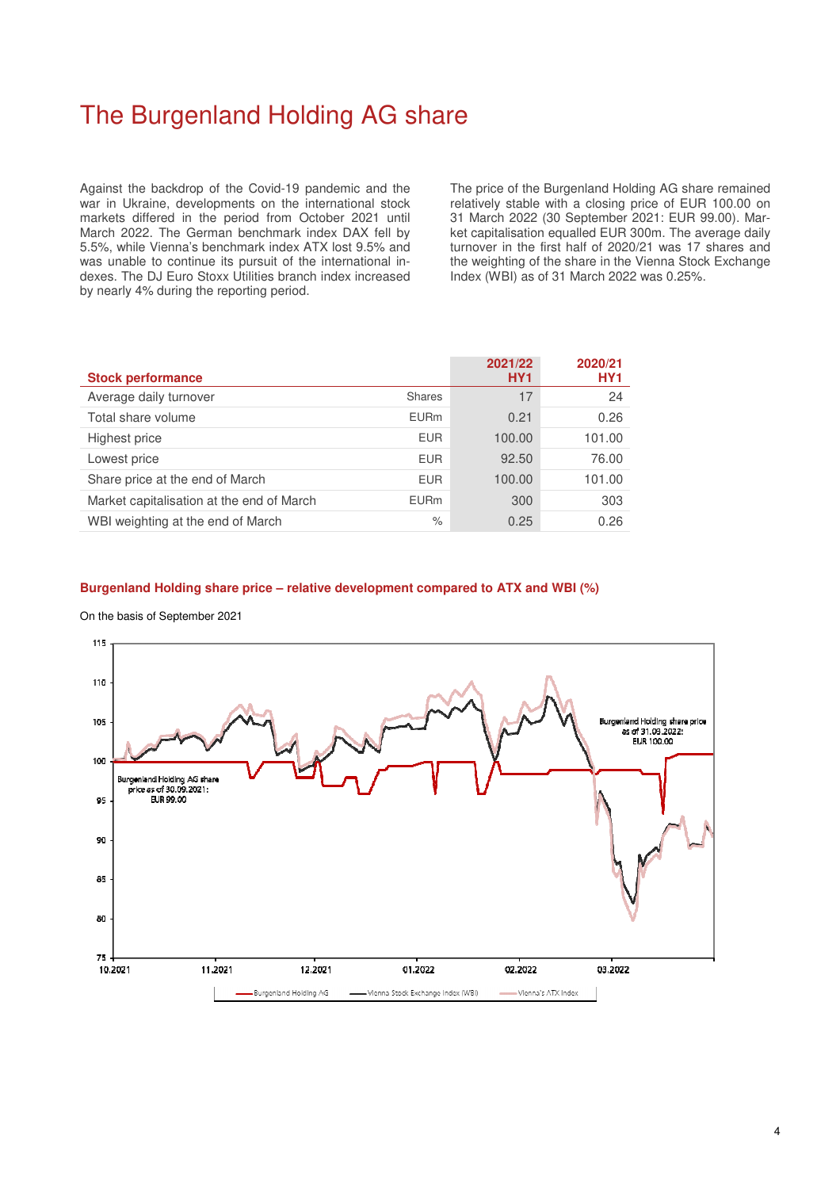# The Burgenland Holding AG share

Against the backdrop of the Covid-19 pandemic and the war in Ukraine, developments on the international stock markets differed in the period from October 2021 until March 2022. The German benchmark index DAX fell by 5.5%, while Vienna's benchmark index ATX lost 9.5% and was unable to continue its pursuit of the international indexes. The DJ Euro Stoxx Utilities branch index increased by nearly 4% during the reporting period.

The price of the Burgenland Holding AG share remained relatively stable with a closing price of EUR 100.00 on 31 March 2022 (30 September 2021: EUR 99.00). Market capitalisation equalled EUR 300m. The average daily turnover in the first half of 2020/21 was 17 shares and the weighting of the share in the Vienna Stock Exchange Index (WBI) as of 31 March 2022 was 0.25%.

| Stock performance | | 2021/22 HY1 | 2020/21 HY1 |
|---|---|---|---|
| Average daily turnover | Shares | 17 | 24 |
| Total share volume | EURm | 0.21 | 0.26 |
| Highest price | EUR | 100.00 | 101.00 |
| Lowest price | EUR | 92.50 | 76.00 |
| Share price at the end of March | EUR | 100.00 | 101.00 |
| Market capitalisation at the end of March | EURm | 300 | 303 |
| WBI weighting at the end of March | % | 0.25 | 0.26 |

**Burgenland Holding share price – relative development compared to ATX and WBI (%)**

On the basis of September 2021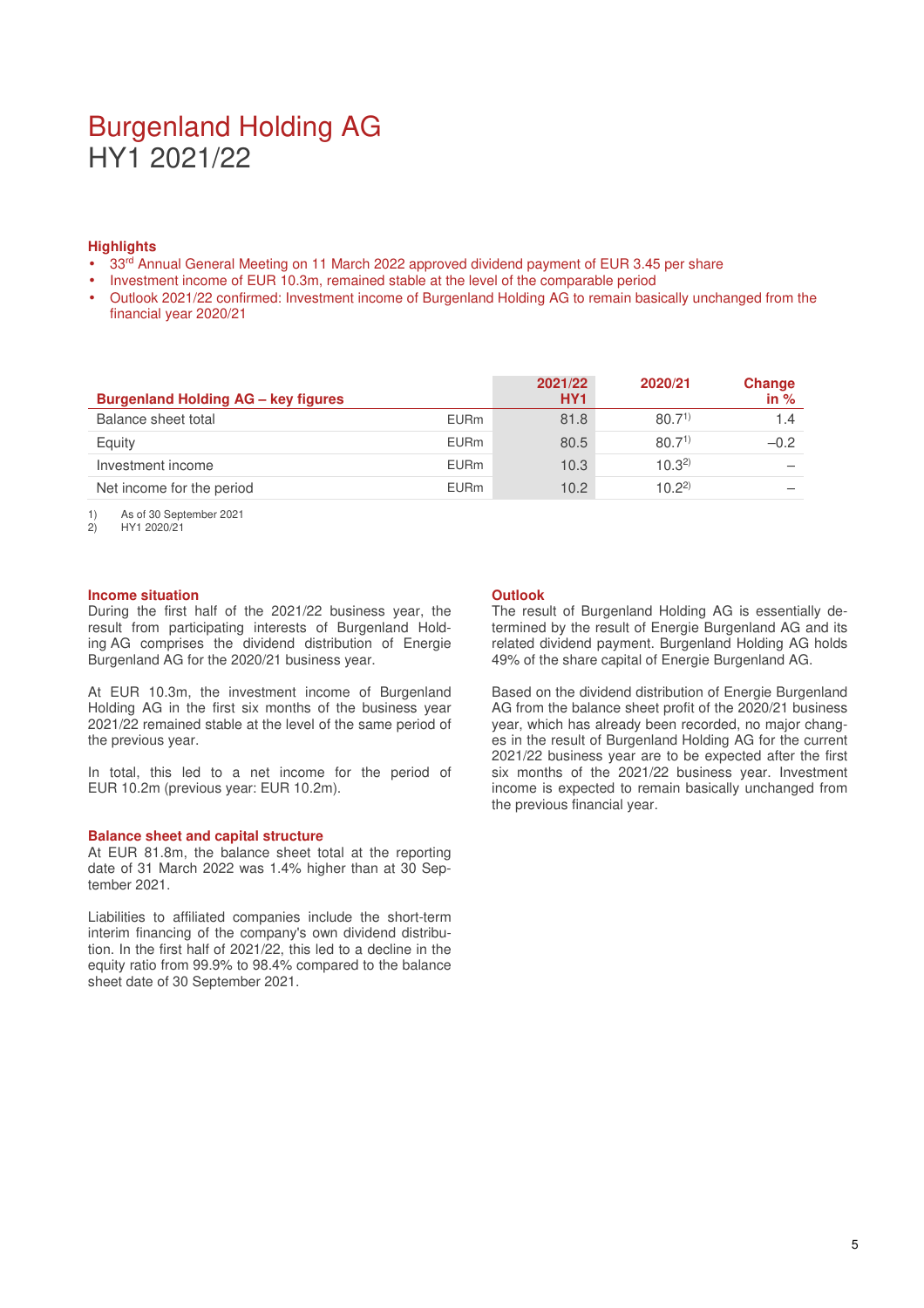# Burgenland Holding AG
## HY1 2021/22

### Highlights

- 33rd Annual General Meeting on 11 March 2022 approved dividend payment of EUR 3.45 per share
- Investment income of EUR 10.3m, remained stable at the level of the comparable period
- Outlook 2021/22 confirmed: Investment income of Burgenland Holding AG to remain basically unchanged from the financial year 2020/21

| Burgenland Holding AG – key figures | | 2021/22 HY1 | 2020/21 | Change in % |
|---|---|---|---|---|
| Balance sheet total | EURm | 81.8 | 80.7[1] | 1.4 |
| Equity | EURm | 80.5 | 80.7[1] | –0.2 |
| Investment income | EURm | 10.3 | 10.3[2] | – |
| Net income for the period | EURm | 10.2 | 10.2[2] | – |

1) As of 30 September 2021
2) HY1 2020/21

### Income situation

During the first half of the 2021/22 business year, the result from participating interests of Burgenland Holding AG comprises the dividend distribution of Energie Burgenland AG for the 2020/21 business year.

At EUR 10.3m, the investment income of Burgenland Holding AG in the first six months of the business year 2021/22 remained stable at the level of the same period of the previous year.

In total, this led to a net income for the period of EUR 10.2m (previous year: EUR 10.2m).

### Balance sheet and capital structure

At EUR 81.8m, the balance sheet total at the reporting date of 31 March 2022 was 1.4% higher than at 30 September 2021.

Liabilities to affiliated companies include the short-term interim financing of the company's own dividend distribution. In the first half of 2021/22, this led to a decline in the equity ratio from 99.9% to 98.4% compared to the balance sheet date of 30 September 2021.

### Outlook

The result of Burgenland Holding AG is essentially determined by the result of Energie Burgenland AG and its related dividend payment. Burgenland Holding AG holds 49% of the share capital of Energie Burgenland AG.

Based on the dividend distribution of Energie Burgenland AG from the balance sheet profit of the 2020/21 business year, which has already been recorded, no major changes in the result of Burgenland Holding AG for the current 2021/22 business year are to be expected after the first six months of the 2021/22 business year. Investment income is expected to remain basically unchanged from the previous financial year.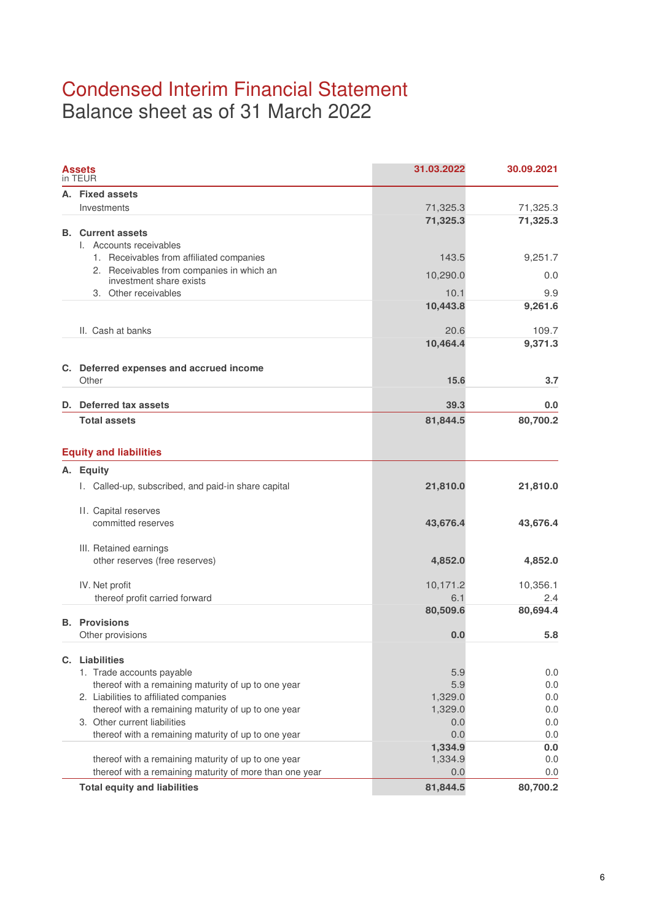# Condensed Interim Financial Statement
## Balance sheet as of 31 March 2022

| **Assets** in TEUR | **31.03.2022** | **30.09.2021** |
|---|---|---|
| **A. Fixed assets** | | |
| Investments | 71,325.3 | 71,325.3 |
| | **71,325.3** | **71,325.3** |
| **B. Current assets** | | |
| I. Accounts receivables | | |
| 1. Receivables from affiliated companies | 143.5 | 9,251.7 |
| 2. Receivables from companies in which an investment share exists | 10,290.0 | 0.0 |
| 3. Other receivables | 10.1 | 9.9 |
| | **10,443.8** | **9,261.6** |
| II. Cash at banks | 20.6 | 109.7 |
| | **10,464.4** | **9,371.3** |
| **C. Deferred expenses and accrued income** | | |
| Other | **15.6** | **3.7** |
| **D. Deferred tax assets** | **39.3** | **0.0** |
| **Total assets** | **81,844.5** | **80,700.2** |

| **Equity and liabilities** | | |
|---|---|---|
| **A. Equity** | | |
| I. Called-up, subscribed, and paid-in share capital | **21,810.0** | **21,810.0** |
| II. Capital reserves committed reserves | **43,676.4** | **43,676.4** |
| III. Retained earnings other reserves (free reserves) | **4,852.0** | **4,852.0** |
| IV. Net profit | 10,171.2 | 10,356.1 |
| thereof profit carried forward | 6.1 | 2.4 |
| | **80,509.6** | **80,694.4** |
| **B. Provisions** | | |
| Other provisions | **0.0** | **5.8** |
| **C. Liabilities** | | |
| 1. Trade accounts payable | 5.9 | 0.0 |
| thereof with a remaining maturity of up to one year | 5.9 | 0.0 |
| 2. Liabilities to affiliated companies | 1,329.0 | 0.0 |
| thereof with a remaining maturity of up to one year | 1,329.0 | 0.0 |
| 3. Other current liabilities | 0.0 | 0.0 |
| thereof with a remaining maturity of up to one year | 0.0 | 0.0 |
| | **1,334.9** | **0.0** |
| thereof with a remaining maturity of up to one year | 1,334.9 | 0.0 |
| thereof with a remaining maturity of more than one year | 0.0 | 0.0 |
| **Total equity and liabilities** | **81,844.5** | **80,700.2** |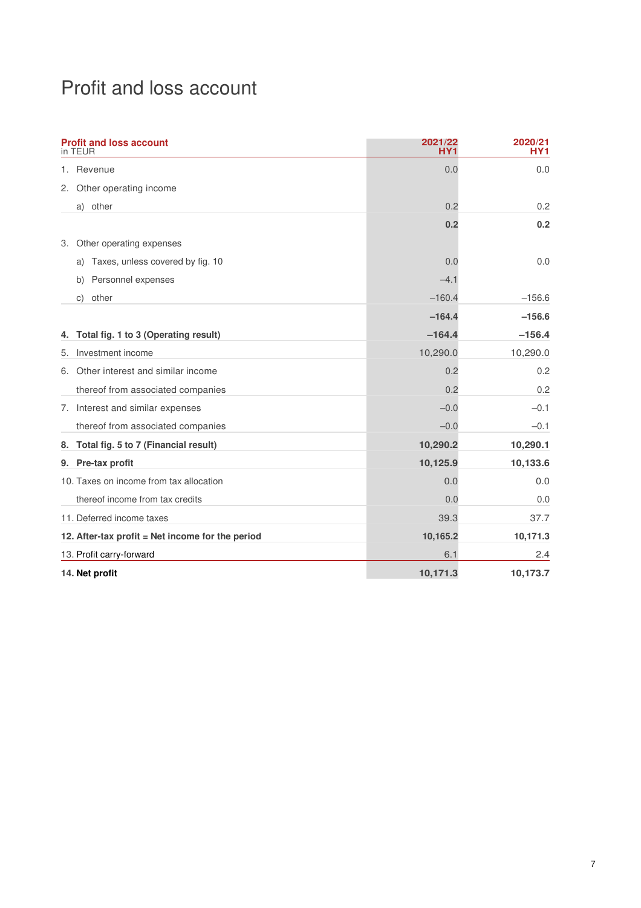# Profit and loss account

| **Profit and loss account** in TEUR | **2021/22 HY1** | **2020/21 HY1** |
|---|---|---|
| 1. Revenue | 0.0 | 0.0 |
| 2. Other operating income | | |
| a) other | 0.2 | 0.2 |
| | **0.2** | **0.2** |
| 3. Other operating expenses | | |
| a) Taxes, unless covered by fig. 10 | 0.0 | 0.0 |
| b) Personnel expenses | –4.1 | |
| c) other | –160.4 | –156.6 |
| | **–164.4** | **–156.6** |
| **4. Total fig. 1 to 3 (Operating result)** | **–164.4** | **–156.4** |
| 5. Investment income | 10,290.0 | 10,290.0 |
| 6. Other interest and similar income | 0.2 | 0.2 |
| thereof from associated companies | 0.2 | 0.2 |
| 7. Interest and similar expenses | –0.0 | –0.1 |
| thereof from associated companies | –0.0 | –0.1 |
| **8. Total fig. 5 to 7 (Financial result)** | **10,290.2** | **10,290.1** |
| **9. Pre-tax profit** | **10,125.9** | **10,133.6** |
| 10. Taxes on income from tax allocation | 0.0 | 0.0 |
| thereof income from tax credits | 0.0 | 0.0 |
| 11. Deferred income taxes | 39.3 | 37.7 |
| **12. After-tax profit = Net income for the period** | **10,165.2** | **10,171.3** |
| 13. Profit carry-forward | 6.1 | 2.4 |
| **14. Net profit** | **10,171.3** | **10,173.7** |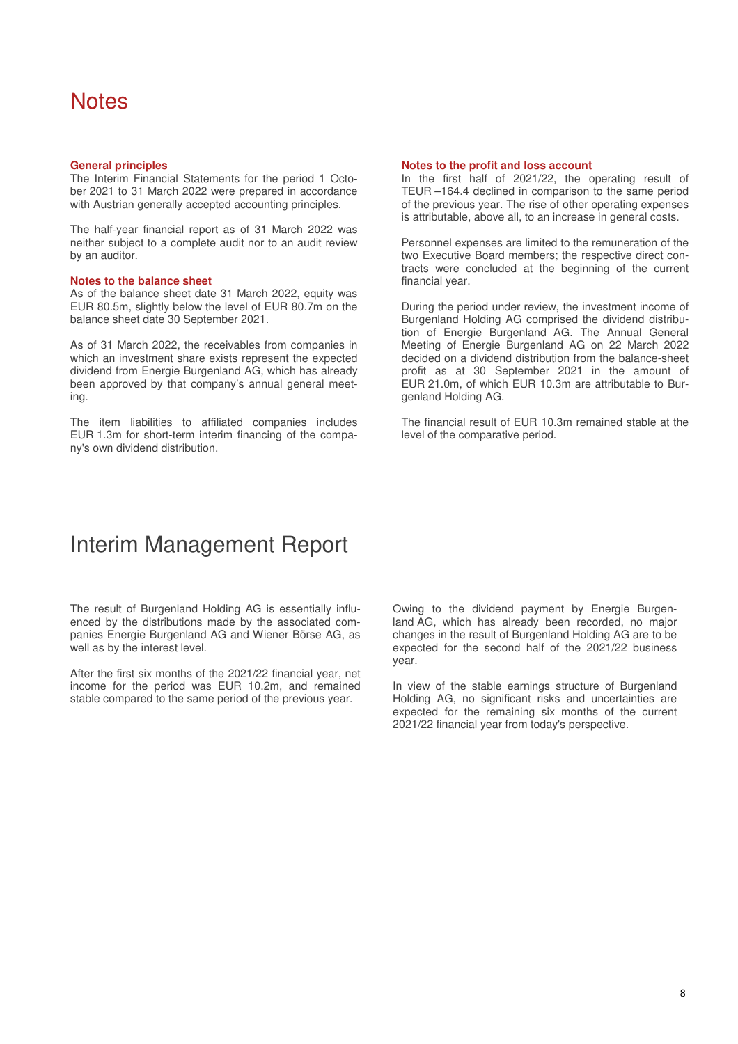# Notes

### General principles

The Interim Financial Statements for the period 1 October 2021 to 31 March 2022 were prepared in accordance with Austrian generally accepted accounting principles.

The half-year financial report as of 31 March 2022 was neither subject to a complete audit nor to an audit review by an auditor.

### Notes to the balance sheet

As of the balance sheet date 31 March 2022, equity was EUR 80.5m, slightly below the level of EUR 80.7m on the balance sheet date 30 September 2021.

As of 31 March 2022, the receivables from companies in which an investment share exists represent the expected dividend from Energie Burgenland AG, which has already been approved by that company's annual general meeting.

The item liabilities to affiliated companies includes EUR 1.3m for short-term interim financing of the company's own dividend distribution.

### Notes to the profit and loss account

In the first half of 2021/22, the operating result of TEUR –164.4 declined in comparison to the same period of the previous year. The rise of other operating expenses is attributable, above all, to an increase in general costs.

Personnel expenses are limited to the remuneration of the two Executive Board members; the respective direct contracts were concluded at the beginning of the current financial year.

During the period under review, the investment income of Burgenland Holding AG comprised the dividend distribution of Energie Burgenland AG. The Annual General Meeting of Energie Burgenland AG on 22 March 2022 decided on a dividend distribution from the balance-sheet profit as at 30 September 2021 in the amount of EUR 21.0m, of which EUR 10.3m are attributable to Burgenland Holding AG.

The financial result of EUR 10.3m remained stable at the level of the comparative period.

# Interim Management Report

The result of Burgenland Holding AG is essentially influenced by the distributions made by the associated companies Energie Burgenland AG and Wiener Börse AG, as well as by the interest level.

After the first six months of the 2021/22 financial year, net income for the period was EUR 10.2m, and remained stable compared to the same period of the previous year.

Owing to the dividend payment by Energie Burgenland AG, which has already been recorded, no major changes in the result of Burgenland Holding AG are to be expected for the second half of the 2021/22 business year.

In view of the stable earnings structure of Burgenland Holding AG, no significant risks and uncertainties are expected for the remaining six months of the current 2021/22 financial year from today's perspective.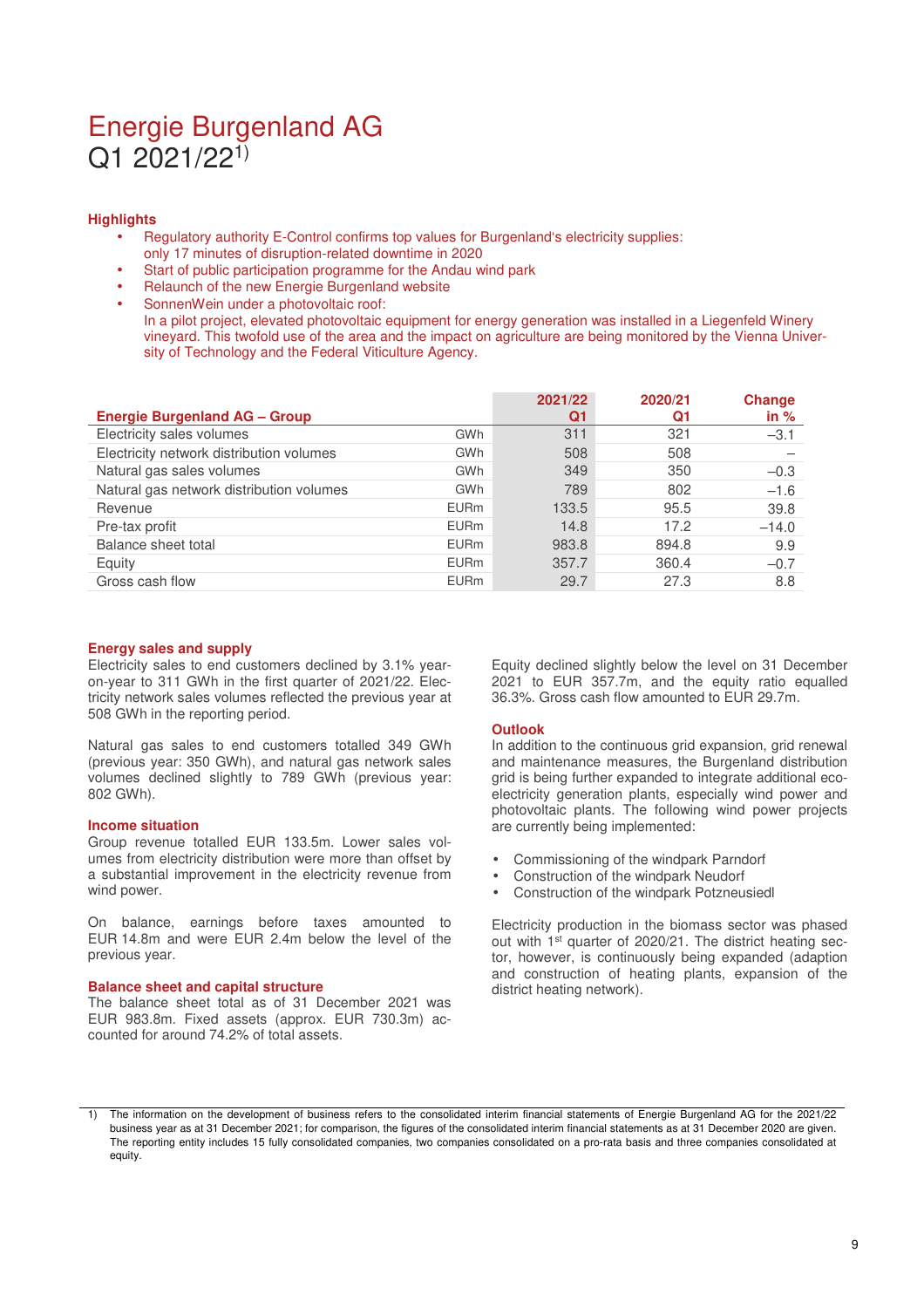# Energie Burgenland AG
## Q1 2021/22[1)]

### Highlights

- Regulatory authority E-Control confirms top values for Burgenland's electricity supplies: only 17 minutes of disruption-related downtime in 2020
- Start of public participation programme for the Andau wind park
- Relaunch of the new Energie Burgenland website
- SonnenWein under a photovoltaic roof:
  In a pilot project, elevated photovoltaic equipment for energy generation was installed in a Liegenfeld Winery vineyard. This twofold use of the area and the impact on agriculture are being monitored by the Vienna University of Technology and the Federal Viticulture Agency.

| Energie Burgenland AG – Group | | 2021/22 Q1 | 2020/21 Q1 | Change in % |
|---|---|---|---|---|
| Electricity sales volumes | GWh | 311 | 321 | –3.1 |
| Electricity network distribution volumes | GWh | 508 | 508 | – |
| Natural gas sales volumes | GWh | 349 | 350 | –0.3 |
| Natural gas network distribution volumes | GWh | 789 | 802 | –1.6 |
| Revenue | EURm | 133.5 | 95.5 | 39.8 |
| Pre-tax profit | EURm | 14.8 | 17.2 | –14.0 |
| Balance sheet total | EURm | 983.8 | 894.8 | 9.9 |
| Equity | EURm | 357.7 | 360.4 | –0.7 |
| Gross cash flow | EURm | 29.7 | 27.3 | 8.8 |

### Energy sales and supply

Electricity sales to end customers declined by 3.1% year-on-year to 311 GWh in the first quarter of 2021/22. Electricity network sales volumes reflected the previous year at 508 GWh in the reporting period.

Natural gas sales to end customers totalled 349 GWh (previous year: 350 GWh), and natural gas network sales volumes declined slightly to 789 GWh (previous year: 802 GWh).

### Income situation

Group revenue totalled EUR 133.5m. Lower sales volumes from electricity distribution were more than offset by a substantial improvement in the electricity revenue from wind power.

On balance, earnings before taxes amounted to EUR 14.8m and were EUR 2.4m below the level of the previous year.

### Balance sheet and capital structure

The balance sheet total as of 31 December 2021 was EUR 983.8m. Fixed assets (approx. EUR 730.3m) accounted for around 74.2% of total assets.

Equity declined slightly below the level on 31 December 2021 to EUR 357.7m, and the equity ratio equalled 36.3%. Gross cash flow amounted to EUR 29.7m.

### Outlook

In addition to the continuous grid expansion, grid renewal and maintenance measures, the Burgenland distribution grid is being further expanded to integrate additional eco-electricity generation plants, especially wind power and photovoltaic plants. The following wind power projects are currently being implemented:

- Commissioning of the windpark Parndorf
- Construction of the windpark Neudorf
- Construction of the windpark Potzneusiedl

Electricity production in the biomass sector was phased out with 1st quarter of 2020/21. The district heating sector, however, is continuously being expanded (adaption and construction of heating plants, expansion of the district heating network).

1) The information on the development of business refers to the consolidated interim financial statements of Energie Burgenland AG for the 2021/22 business year as at 31 December 2021; for comparison, the figures of the consolidated interim financial statements as at 31 December 2020 are given. The reporting entity includes 15 fully consolidated companies, two companies consolidated on a pro-rata basis and three companies consolidated at equity.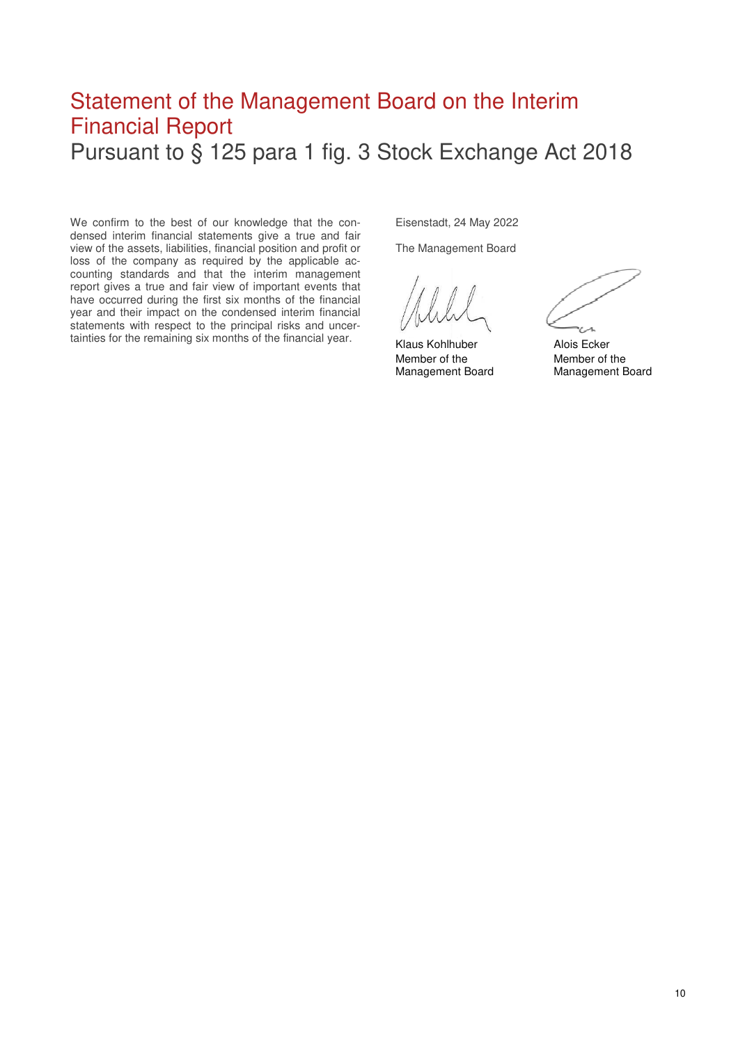# Statement of the Management Board on the Interim Financial Report

## Pursuant to § 125 para 1 fig. 3 Stock Exchange Act 2018

We confirm to the best of our knowledge that the condensed interim financial statements give a true and fair view of the assets, liabilities, financial position and profit or loss of the company as required by the applicable accounting standards and that the interim management report gives a true and fair view of important events that have occurred during the first six months of the financial year and their impact on the condensed interim financial statements with respect to the principal risks and uncertainties for the remaining six months of the financial year.

Eisenstadt, 24 May 2022

The Management Board

| Klaus Kohlhuber | Alois Ecker |
|---|---|
| Member of the Management Board | Member of the Management Board |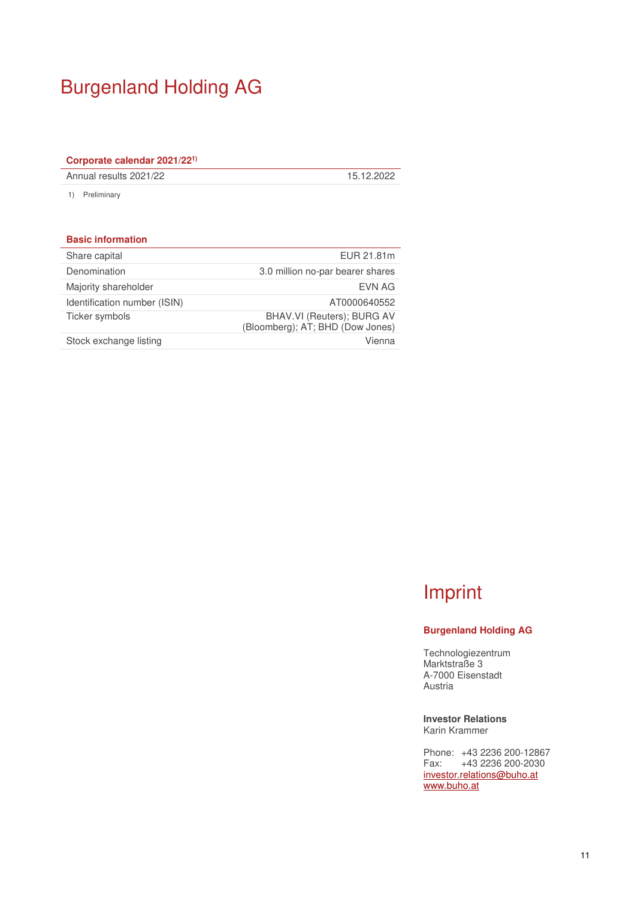# Burgenland Holding AG

| Corporate calendar 2021/22[1] | |
|---|---|
| Annual results 2021/22 | 15.12.2022 |

1) Preliminary

| Basic information | |
|---|---|
| Share capital | EUR 21.81m |
| Denomination | 3.0 million no-par bearer shares |
| Majority shareholder | EVN AG |
| Identification number (ISIN) | AT0000640552 |
| Ticker symbols | BHAV.VI (Reuters); BURG AV (Bloomberg); AT; BHD (Dow Jones) |
| Stock exchange listing | Vienna |

# Imprint

**Burgenland Holding AG**

Technologiezentrum
Marktstraße 3
A-7000 Eisenstadt
Austria

**Investor Relations**
Karin Krammer

Phone: +43 2236 200-12867
Fax: +43 2236 200-2030
investor.relations@buho.at
www.buho.at